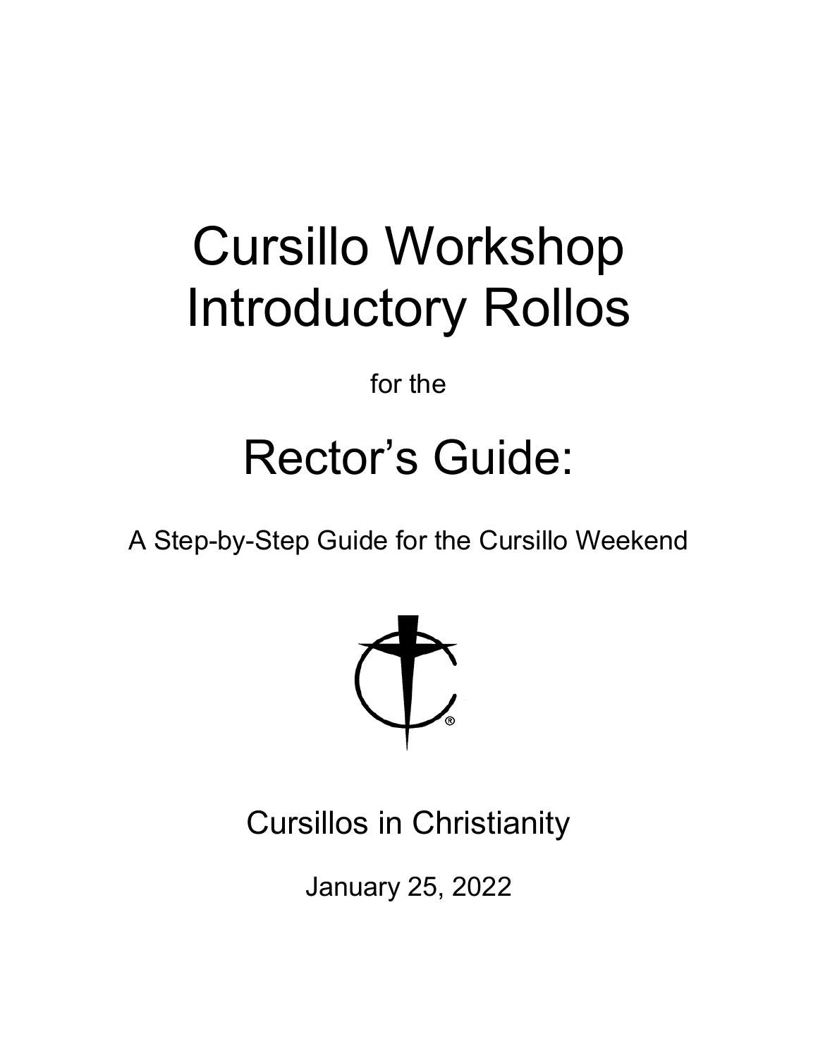# Cursillo Workshop Introductory Rollos

for the

# Rector's Guide:

A Step-by-Step Guide for the Cursillo Weekend

Cursillos in Christianity

January 25, 2022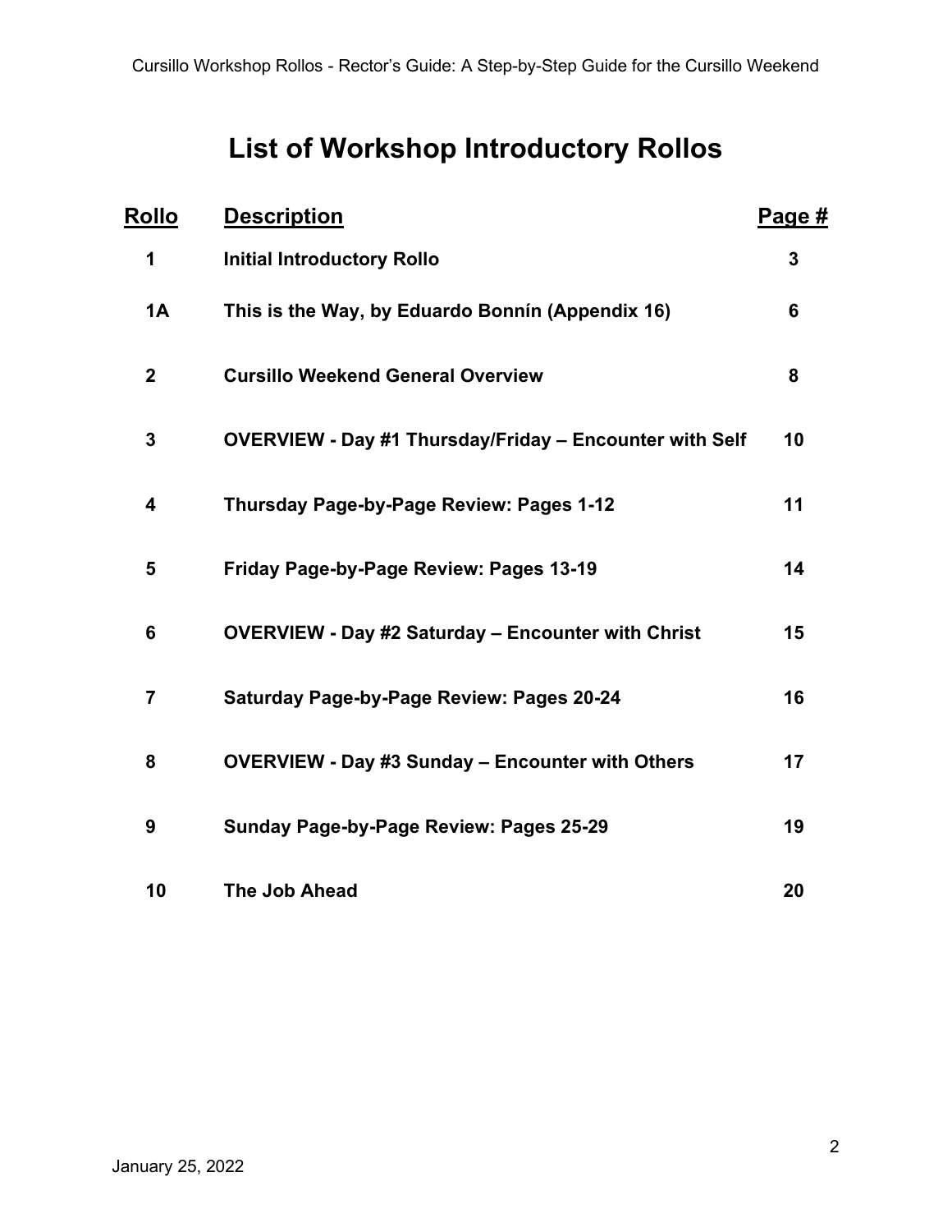# List of Workshop Introductory Rollos

| Rollo | Description | Page # |
| --- | --- | --- |
| 1 | Initial Introductory Rollo | 3 |
| 1A | This is the Way, by Eduardo Bonnín (Appendix 16) | 6 |
| 2 | Cursillo Weekend General Overview | 8 |
| 3 | OVERVIEW - Day #1 Thursday/Friday – Encounter with Self | 10 |
| 4 | Thursday Page-by-Page Review: Pages 1-12 | 11 |
| 5 | Friday Page-by-Page Review: Pages 13-19 | 14 |
| 6 | OVERVIEW - Day #2 Saturday – Encounter with Christ | 15 |
| 7 | Saturday Page-by-Page Review: Pages 20-24 | 16 |
| 8 | OVERVIEW - Day #3 Sunday – Encounter with Others | 17 |
| 9 | Sunday Page-by-Page Review: Pages 25-29 | 19 |
| 10 | The Job Ahead | 20 |

January 25, 2022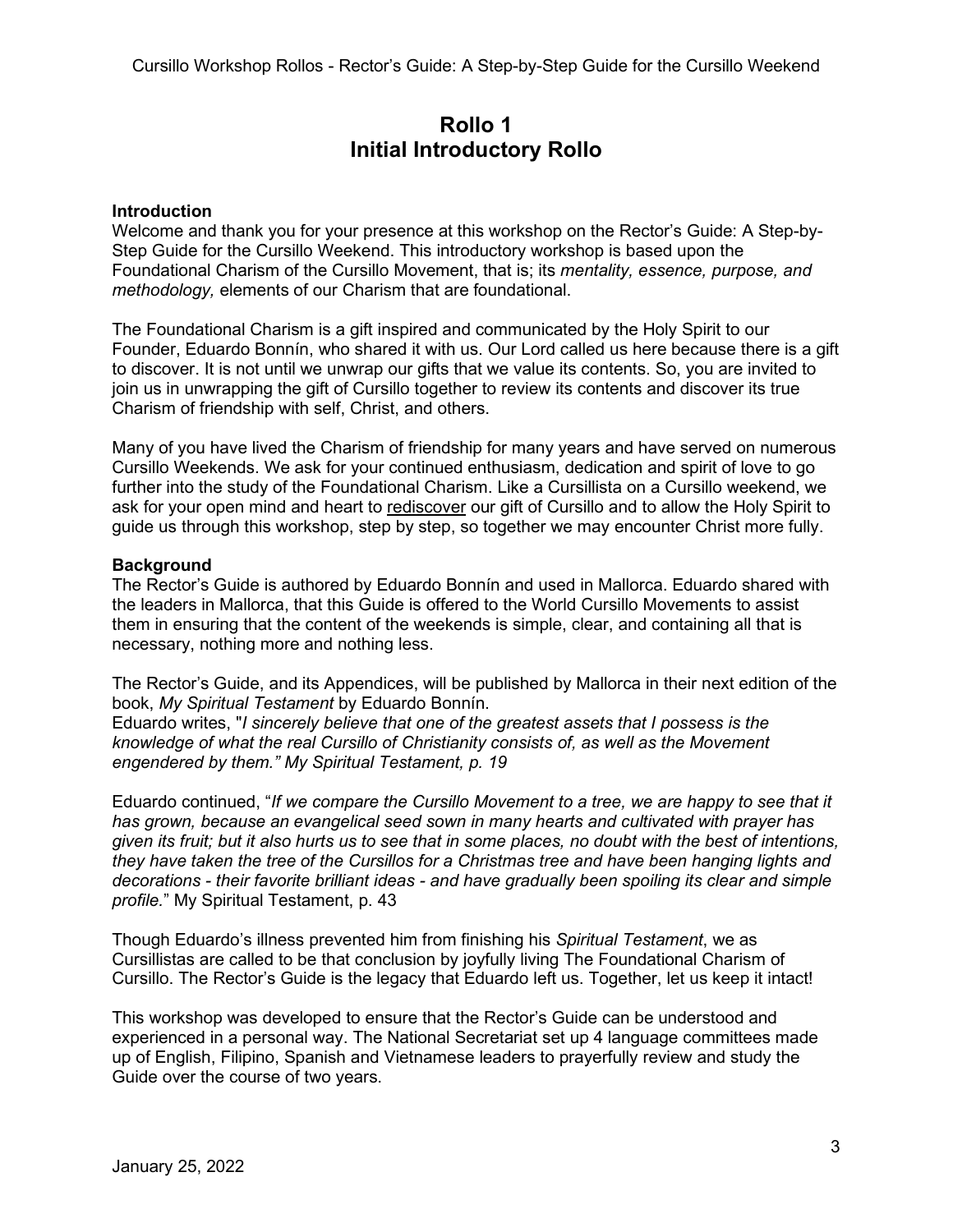# Rollo 1
# Initial Introductory Rollo

**Introduction**
Welcome and thank you for your presence at this workshop on the Rector's Guide: A Step-by-Step Guide for the Cursillo Weekend. This introductory workshop is based upon the Foundational Charism of the Cursillo Movement, that is; its *mentality, essence, purpose, and methodology,* elements of our Charism that are foundational.

The Foundational Charism is a gift inspired and communicated by the Holy Spirit to our Founder, Eduardo Bonnín, who shared it with us. Our Lord called us here because there is a gift to discover. It is not until we unwrap our gifts that we value its contents. So, you are invited to join us in unwrapping the gift of Cursillo together to review its contents and discover its true Charism of friendship with self, Christ, and others.

Many of you have lived the Charism of friendship for many years and have served on numerous Cursillo Weekends. We ask for your continued enthusiasm, dedication and spirit of love to go further into the study of the Foundational Charism. Like a Cursillista on a Cursillo weekend, we ask for your open mind and heart to <u>rediscover</u> our gift of Cursillo and to allow the Holy Spirit to guide us through this workshop, step by step, so together we may encounter Christ more fully.

**Background**
The Rector's Guide is authored by Eduardo Bonnín and used in Mallorca. Eduardo shared with the leaders in Mallorca, that this Guide is offered to the World Cursillo Movements to assist them in ensuring that the content of the weekends is simple, clear, and containing all that is necessary, nothing more and nothing less.

The Rector's Guide, and its Appendices, will be published by Mallorca in their next edition of the book, *My Spiritual Testament* by Eduardo Bonnín.
Eduardo writes, "*I sincerely believe that one of the greatest assets that I possess is the knowledge of what the real Cursillo of Christianity consists of, as well as the Movement engendered by them." My Spiritual Testament, p. 19*

Eduardo continued, "*If we compare the Cursillo Movement to a tree, we are happy to see that it has grown, because an evangelical seed sown in many hearts and cultivated with prayer has given its fruit; but it also hurts us to see that in some places, no doubt with the best of intentions, they have taken the tree of the Cursillos for a Christmas tree and have been hanging lights and decorations - their favorite brilliant ideas - and have gradually been spoiling its clear and simple profile.*" My Spiritual Testament, p. 43

Though Eduardo's illness prevented him from finishing his *Spiritual Testament*, we as Cursillistas are called to be that conclusion by joyfully living The Foundational Charism of Cursillo. The Rector's Guide is the legacy that Eduardo left us. Together, let us keep it intact!

This workshop was developed to ensure that the Rector's Guide can be understood and experienced in a personal way. The National Secretariat set up 4 language committees made up of English, Filipino, Spanish and Vietnamese leaders to prayerfully review and study the Guide over the course of two years.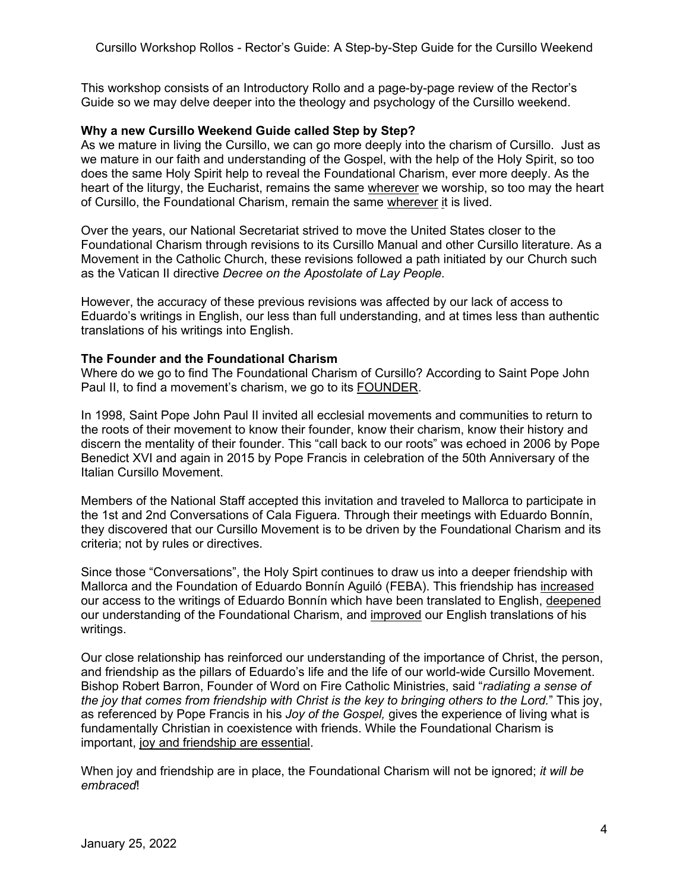This workshop consists of an Introductory Rollo and a page-by-page review of the Rector's Guide so we may delve deeper into the theology and psychology of the Cursillo weekend.

**Why a new Cursillo Weekend Guide called Step by Step?**

As we mature in living the Cursillo, we can go more deeply into the charism of Cursillo. Just as we mature in our faith and understanding of the Gospel, with the help of the Holy Spirit, so too does the same Holy Spirit help to reveal the Foundational Charism, ever more deeply. As the heart of the liturgy, the Eucharist, remains the same wherever we worship, so too may the heart of Cursillo, the Foundational Charism, remain the same wherever it is lived.

Over the years, our National Secretariat strived to move the United States closer to the Foundational Charism through revisions to its Cursillo Manual and other Cursillo literature. As a Movement in the Catholic Church, these revisions followed a path initiated by our Church such as the Vatican II directive *Decree on the Apostolate of Lay People.*

However, the accuracy of these previous revisions was affected by our lack of access to Eduardo's writings in English, our less than full understanding, and at times less than authentic translations of his writings into English.

**The Founder and the Foundational Charism**

Where do we go to find The Foundational Charism of Cursillo? According to Saint Pope John Paul II, to find a movement's charism, we go to its FOUNDER.

In 1998, Saint Pope John Paul II invited all ecclesial movements and communities to return to the roots of their movement to know their founder, know their charism, know their history and discern the mentality of their founder. This "call back to our roots" was echoed in 2006 by Pope Benedict XVI and again in 2015 by Pope Francis in celebration of the 50th Anniversary of the Italian Cursillo Movement.

Members of the National Staff accepted this invitation and traveled to Mallorca to participate in the 1st and 2nd Conversations of Cala Figuera. Through their meetings with Eduardo Bonnín, they discovered that our Cursillo Movement is to be driven by the Foundational Charism and its criteria; not by rules or directives.

Since those "Conversations", the Holy Spirt continues to draw us into a deeper friendship with Mallorca and the Foundation of Eduardo Bonnín Aguiló (FEBA). This friendship has increased our access to the writings of Eduardo Bonnín which have been translated to English, deepened our understanding of the Foundational Charism, and improved our English translations of his writings.

Our close relationship has reinforced our understanding of the importance of Christ, the person, and friendship as the pillars of Eduardo's life and the life of our world-wide Cursillo Movement. Bishop Robert Barron, Founder of Word on Fire Catholic Ministries, said "*radiating a sense of the joy that comes from friendship with Christ is the key to bringing others to the Lord.*" This joy, as referenced by Pope Francis in his *Joy of the Gospel,* gives the experience of living what is fundamentally Christian in coexistence with friends. While the Foundational Charism is important, joy and friendship are essential.

When joy and friendship are in place, the Foundational Charism will not be ignored; *it will be embraced*!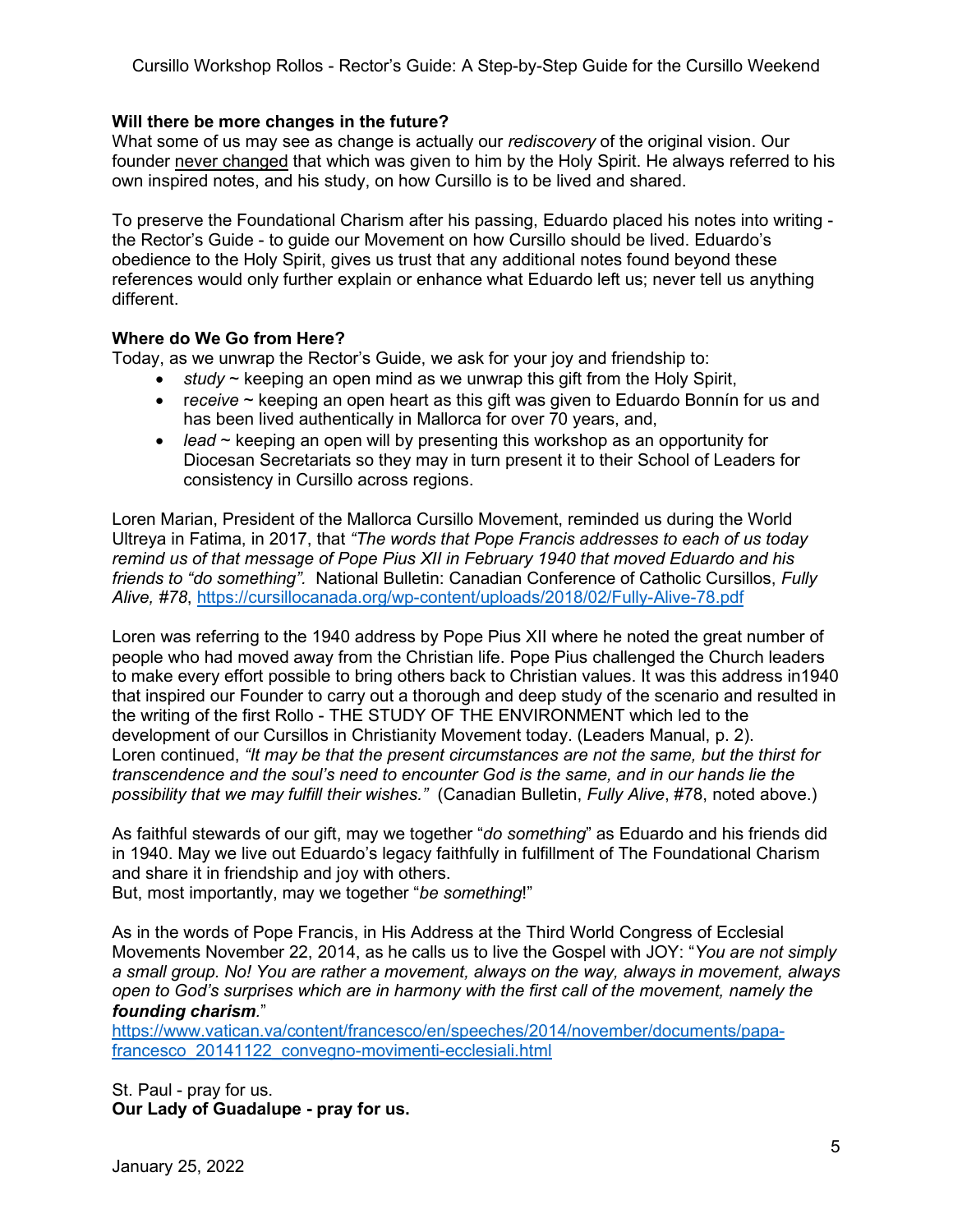**Will there be more changes in the future?**
What some of us may see as change is actually our *rediscovery* of the original vision. Our founder <u>never changed</u> that which was given to him by the Holy Spirit. He always referred to his own inspired notes, and his study, on how Cursillo is to be lived and shared.

To preserve the Foundational Charism after his passing, Eduardo placed his notes into writing - the Rector's Guide - to guide our Movement on how Cursillo should be lived. Eduardo's obedience to the Holy Spirit, gives us trust that any additional notes found beyond these references would only further explain or enhance what Eduardo left us; never tell us anything different.

**Where do We Go from Here?**
Today, as we unwrap the Rector's Guide, we ask for your joy and friendship to:

- *study* ~ keeping an open mind as we unwrap this gift from the Holy Spirit,
- *receive* ~ keeping an open heart as this gift was given to Eduardo Bonnín for us and has been lived authentically in Mallorca for over 70 years, and,
- *lead* ~ keeping an open will by presenting this workshop as an opportunity for Diocesan Secretariats so they may in turn present it to their School of Leaders for consistency in Cursillo across regions.

Loren Marian, President of the Mallorca Cursillo Movement, reminded us during the World Ultreya in Fatima, in 2017, that *"The words that Pope Francis addresses to each of us today remind us of that message of Pope Pius XII in February 1940 that moved Eduardo and his friends to "do something".* National Bulletin: Canadian Conference of Catholic Cursillos, *Fully Alive, #78*, https://cursillocanada.org/wp-content/uploads/2018/02/Fully-Alive-78.pdf

Loren was referring to the 1940 address by Pope Pius XII where he noted the great number of people who had moved away from the Christian life. Pope Pius challenged the Church leaders to make every effort possible to bring others back to Christian values. It was this address in1940 that inspired our Founder to carry out a thorough and deep study of the scenario and resulted in the writing of the first Rollo - THE STUDY OF THE ENVIRONMENT which led to the development of our Cursillos in Christianity Movement today. (Leaders Manual, p. 2).
Loren continued, *"It may be that the present circumstances are not the same, but the thirst for transcendence and the soul's need to encounter God is the same, and in our hands lie the possibility that we may fulfill their wishes."* (Canadian Bulletin, *Fully Alive*, #78, noted above.)

As faithful stewards of our gift, may we together "*do something*" as Eduardo and his friends did in 1940. May we live out Eduardo's legacy faithfully in fulfillment of The Foundational Charism and share it in friendship and joy with others.
But, most importantly, may we together "*be something*!"

As in the words of Pope Francis, in His Address at the Third World Congress of Ecclesial Movements November 22, 2014, as he calls us to live the Gospel with JOY: "*You are not simply a small group. No! You are rather a movement, always on the way, always in movement, always open to God's surprises which are in harmony with the first call of the movement, namely the **founding charism**.*"
https://www.vatican.va/content/francesco/en/speeches/2014/november/documents/papa-francesco_20141122_convegno-movimenti-ecclesiali.html

St. Paul - pray for us.
**Our Lady of Guadalupe - pray for us.**

January 25, 2022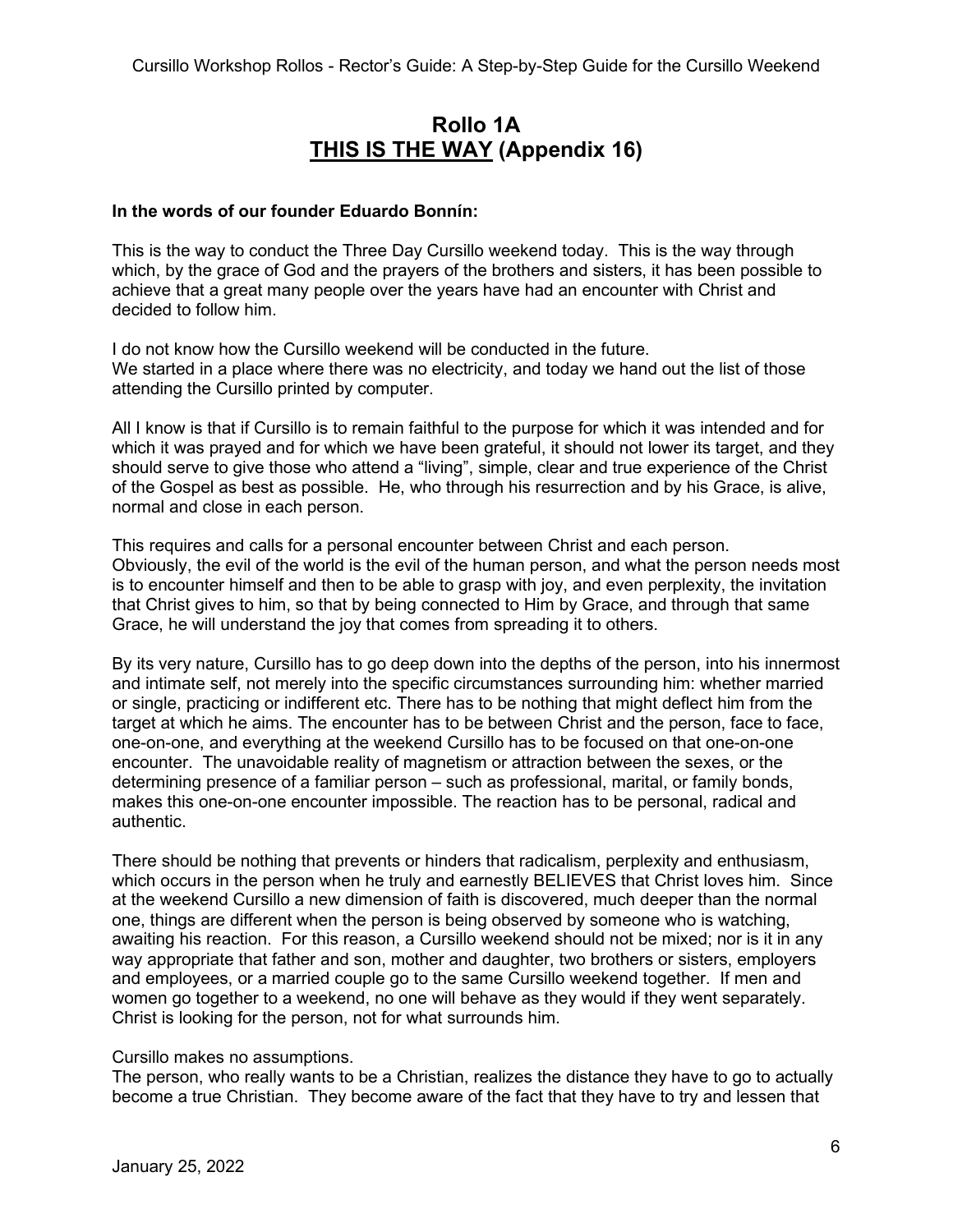# Rollo 1A
## <u>THIS IS THE WAY</u> (Appendix 16)

**In the words of our founder Eduardo Bonnín:**

This is the way to conduct the Three Day Cursillo weekend today. This is the way through which, by the grace of God and the prayers of the brothers and sisters, it has been possible to achieve that a great many people over the years have had an encounter with Christ and decided to follow him.

I do not know how the Cursillo weekend will be conducted in the future.
We started in a place where there was no electricity, and today we hand out the list of those attending the Cursillo printed by computer.

All I know is that if Cursillo is to remain faithful to the purpose for which it was intended and for which it was prayed and for which we have been grateful, it should not lower its target, and they should serve to give those who attend a "living", simple, clear and true experience of the Christ of the Gospel as best as possible. He, who through his resurrection and by his Grace, is alive, normal and close in each person.

This requires and calls for a personal encounter between Christ and each person.
Obviously, the evil of the world is the evil of the human person, and what the person needs most is to encounter himself and then to be able to grasp with joy, and even perplexity, the invitation that Christ gives to him, so that by being connected to Him by Grace, and through that same Grace, he will understand the joy that comes from spreading it to others.

By its very nature, Cursillo has to go deep down into the depths of the person, into his innermost and intimate self, not merely into the specific circumstances surrounding him: whether married or single, practicing or indifferent etc. There has to be nothing that might deflect him from the target at which he aims. The encounter has to be between Christ and the person, face to face, one-on-one, and everything at the weekend Cursillo has to be focused on that one-on-one encounter. The unavoidable reality of magnetism or attraction between the sexes, or the determining presence of a familiar person – such as professional, marital, or family bonds, makes this one-on-one encounter impossible. The reaction has to be personal, radical and authentic.

There should be nothing that prevents or hinders that radicalism, perplexity and enthusiasm, which occurs in the person when he truly and earnestly BELIEVES that Christ loves him. Since at the weekend Cursillo a new dimension of faith is discovered, much deeper than the normal one, things are different when the person is being observed by someone who is watching, awaiting his reaction. For this reason, a Cursillo weekend should not be mixed; nor is it in any way appropriate that father and son, mother and daughter, two brothers or sisters, employers and employees, or a married couple go to the same Cursillo weekend together. If men and women go together to a weekend, no one will behave as they would if they went separately. Christ is looking for the person, not for what surrounds him.

Cursillo makes no assumptions.
The person, who really wants to be a Christian, realizes the distance they have to go to actually become a true Christian. They become aware of the fact that they have to try and lessen that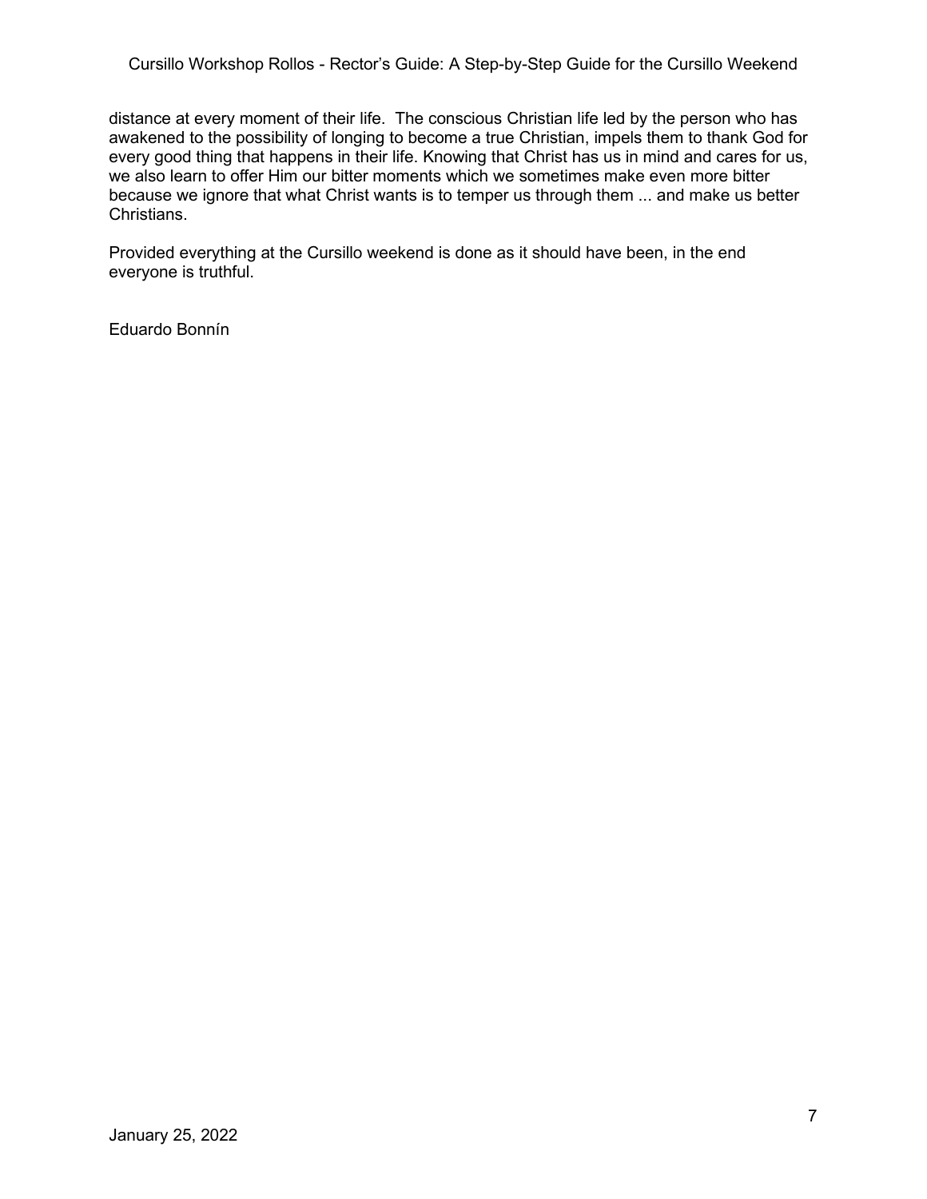distance at every moment of their life. The conscious Christian life led by the person who has awakened to the possibility of longing to become a true Christian, impels them to thank God for every good thing that happens in their life. Knowing that Christ has us in mind and cares for us, we also learn to offer Him our bitter moments which we sometimes make even more bitter because we ignore that what Christ wants is to temper us through them ... and make us better Christians.

Provided everything at the Cursillo weekend is done as it should have been, in the end everyone is truthful.

Eduardo Bonnín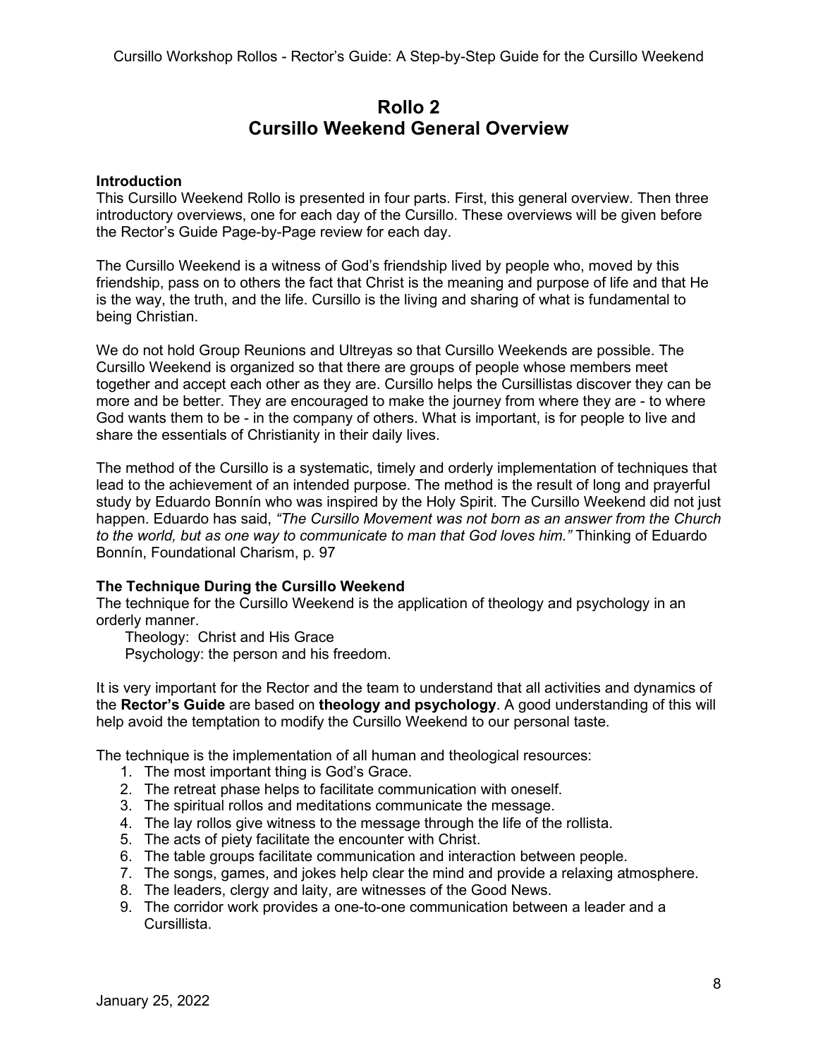# Rollo 2
# Cursillo Weekend General Overview

**Introduction**
This Cursillo Weekend Rollo is presented in four parts. First, this general overview. Then three introductory overviews, one for each day of the Cursillo. These overviews will be given before the Rector's Guide Page-by-Page review for each day.

The Cursillo Weekend is a witness of God's friendship lived by people who, moved by this friendship, pass on to others the fact that Christ is the meaning and purpose of life and that He is the way, the truth, and the life. Cursillo is the living and sharing of what is fundamental to being Christian.

We do not hold Group Reunions and Ultreyas so that Cursillo Weekends are possible. The Cursillo Weekend is organized so that there are groups of people whose members meet together and accept each other as they are. Cursillo helps the Cursillistas discover they can be more and be better. They are encouraged to make the journey from where they are - to where God wants them to be - in the company of others. What is important, is for people to live and share the essentials of Christianity in their daily lives.

The method of the Cursillo is a systematic, timely and orderly implementation of techniques that lead to the achievement of an intended purpose. The method is the result of long and prayerful study by Eduardo Bonnín who was inspired by the Holy Spirit. The Cursillo Weekend did not just happen. Eduardo has said, *"The Cursillo Movement was not born as an answer from the Church to the world, but as one way to communicate to man that God loves him."* Thinking of Eduardo Bonnín, Foundational Charism, p. 97

**The Technique During the Cursillo Weekend**
The technique for the Cursillo Weekend is the application of theology and psychology in an orderly manner.

Theology: Christ and His Grace
Psychology: the person and his freedom.

It is very important for the Rector and the team to understand that all activities and dynamics of the **Rector's Guide** are based on **theology and psychology**. A good understanding of this will help avoid the temptation to modify the Cursillo Weekend to our personal taste.

The technique is the implementation of all human and theological resources:

1. The most important thing is God's Grace.
2. The retreat phase helps to facilitate communication with oneself.
3. The spiritual rollos and meditations communicate the message.
4. The lay rollos give witness to the message through the life of the rollista.
5. The acts of piety facilitate the encounter with Christ.
6. The table groups facilitate communication and interaction between people.
7. The songs, games, and jokes help clear the mind and provide a relaxing atmosphere.
8. The leaders, clergy and laity, are witnesses of the Good News.
9. The corridor work provides a one-to-one communication between a leader and a Cursillista.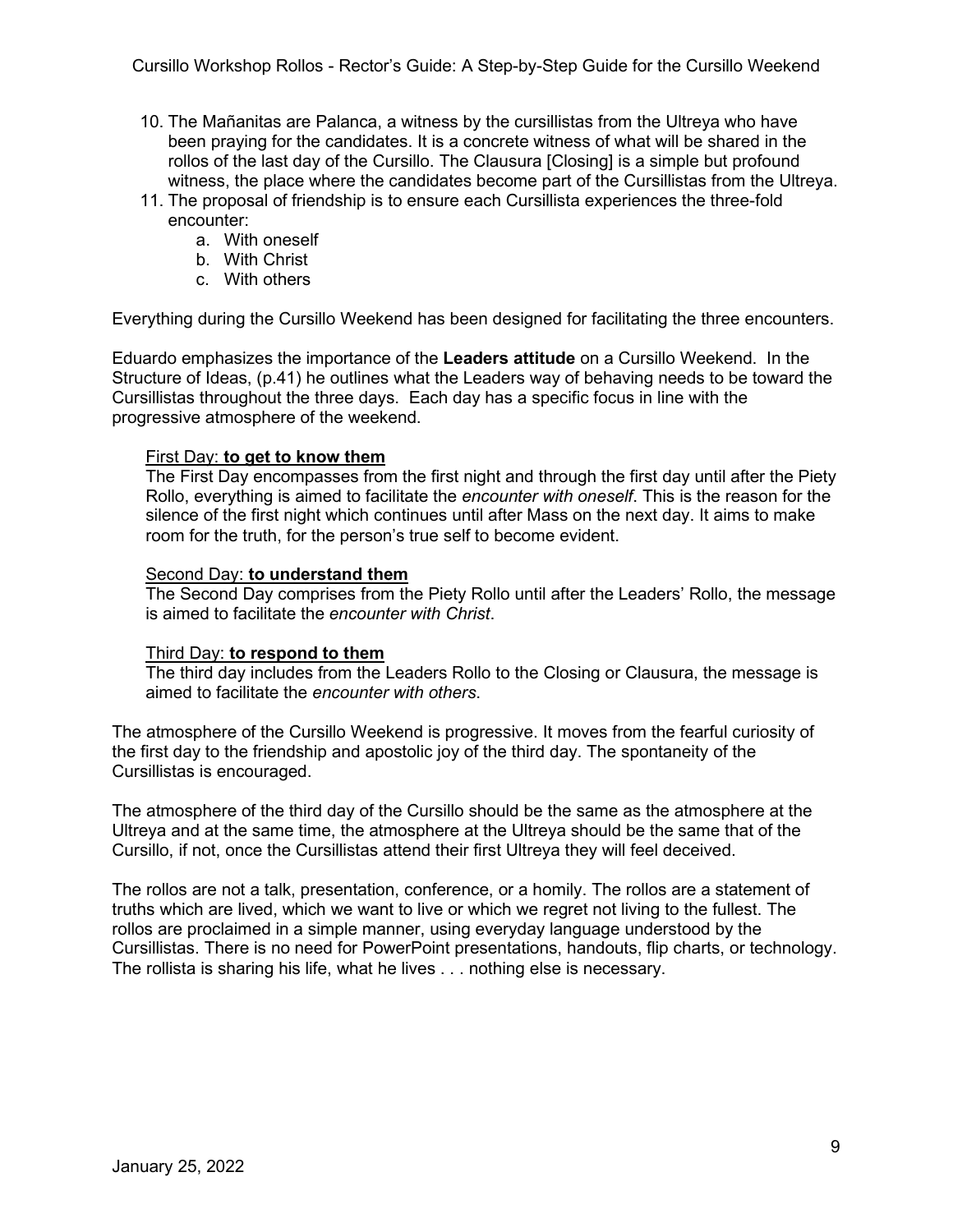10. The Mañanitas are Palanca, a witness by the cursillistas from the Ultreya who have been praying for the candidates. It is a concrete witness of what will be shared in the rollos of the last day of the Cursillo. The Clausura [Closing] is a simple but profound witness, the place where the candidates become part of the Cursillistas from the Ultreya.
11. The proposal of friendship is to ensure each Cursillista experiences the three-fold encounter:
    a. With oneself
    b. With Christ
    c. With others

Everything during the Cursillo Weekend has been designed for facilitating the three encounters.

Eduardo emphasizes the importance of the **Leaders attitude** on a Cursillo Weekend. In the Structure of Ideas, (p.41) he outlines what the Leaders way of behaving needs to be toward the Cursillistas throughout the three days. Each day has a specific focus in line with the progressive atmosphere of the weekend.

<u>First Day:</u> **<u>to get to know them</u>**
The First Day encompasses from the first night and through the first day until after the Piety Rollo, everything is aimed to facilitate the *encounter with oneself*. This is the reason for the silence of the first night which continues until after Mass on the next day. It aims to make room for the truth, for the person's true self to become evident.

<u>Second Day:</u> **<u>to understand them</u>**
The Second Day comprises from the Piety Rollo until after the Leaders' Rollo, the message is aimed to facilitate the *encounter with Christ*.

<u>Third Day:</u> **<u>to respond to them</u>**
The third day includes from the Leaders Rollo to the Closing or Clausura, the message is aimed to facilitate the *encounter with others*.

The atmosphere of the Cursillo Weekend is progressive. It moves from the fearful curiosity of the first day to the friendship and apostolic joy of the third day. The spontaneity of the Cursillistas is encouraged.

The atmosphere of the third day of the Cursillo should be the same as the atmosphere at the Ultreya and at the same time, the atmosphere at the Ultreya should be the same that of the Cursillo, if not, once the Cursillistas attend their first Ultreya they will feel deceived.

The rollos are not a talk, presentation, conference, or a homily. The rollos are a statement of truths which are lived, which we want to live or which we regret not living to the fullest. The rollos are proclaimed in a simple manner, using everyday language understood by the Cursillistas. There is no need for PowerPoint presentations, handouts, flip charts, or technology. The rollista is sharing his life, what he lives . . . nothing else is necessary.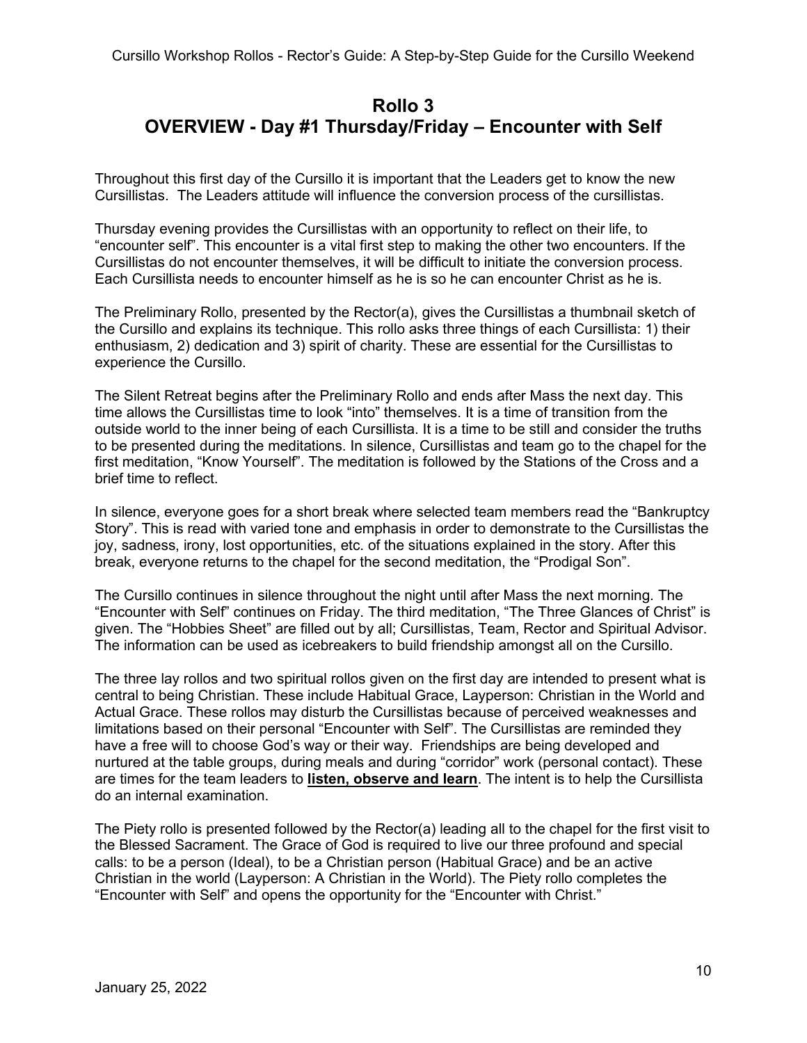# Rollo 3
# OVERVIEW - Day #1 Thursday/Friday – Encounter with Self

Throughout this first day of the Cursillo it is important that the Leaders get to know the new Cursillistas. The Leaders attitude will influence the conversion process of the cursillistas.

Thursday evening provides the Cursillistas with an opportunity to reflect on their life, to "encounter self". This encounter is a vital first step to making the other two encounters. If the Cursillistas do not encounter themselves, it will be difficult to initiate the conversion process. Each Cursillista needs to encounter himself as he is so he can encounter Christ as he is.

The Preliminary Rollo, presented by the Rector(a), gives the Cursillistas a thumbnail sketch of the Cursillo and explains its technique. This rollo asks three things of each Cursillista: 1) their enthusiasm, 2) dedication and 3) spirit of charity. These are essential for the Cursillistas to experience the Cursillo.

The Silent Retreat begins after the Preliminary Rollo and ends after Mass the next day. This time allows the Cursillistas time to look "into" themselves. It is a time of transition from the outside world to the inner being of each Cursillista. It is a time to be still and consider the truths to be presented during the meditations. In silence, Cursillistas and team go to the chapel for the first meditation, "Know Yourself". The meditation is followed by the Stations of the Cross and a brief time to reflect.

In silence, everyone goes for a short break where selected team members read the "Bankruptcy Story". This is read with varied tone and emphasis in order to demonstrate to the Cursillistas the joy, sadness, irony, lost opportunities, etc. of the situations explained in the story. After this break, everyone returns to the chapel for the second meditation, the "Prodigal Son".

The Cursillo continues in silence throughout the night until after Mass the next morning. The "Encounter with Self" continues on Friday. The third meditation, "The Three Glances of Christ" is given. The "Hobbies Sheet" are filled out by all; Cursillistas, Team, Rector and Spiritual Advisor. The information can be used as icebreakers to build friendship amongst all on the Cursillo.

The three lay rollos and two spiritual rollos given on the first day are intended to present what is central to being Christian. These include Habitual Grace, Layperson: Christian in the World and Actual Grace. These rollos may disturb the Cursillistas because of perceived weaknesses and limitations based on their personal "Encounter with Self". The Cursillistas are reminded they have a free will to choose God's way or their way. Friendships are being developed and nurtured at the table groups, during meals and during "corridor" work (personal contact). These are times for the team leaders to **listen, observe and learn**. The intent is to help the Cursillista do an internal examination.

The Piety rollo is presented followed by the Rector(a) leading all to the chapel for the first visit to the Blessed Sacrament. The Grace of God is required to live our three profound and special calls: to be a person (Ideal), to be a Christian person (Habitual Grace) and be an active Christian in the world (Layperson: A Christian in the World). The Piety rollo completes the "Encounter with Self" and opens the opportunity for the "Encounter with Christ."

January 25, 2022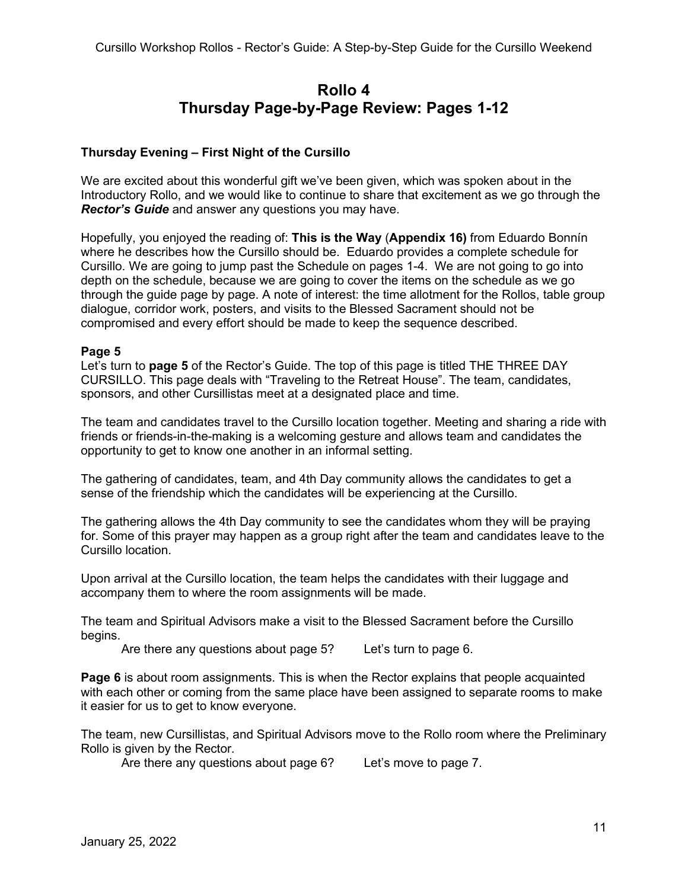# Rollo 4
# Thursday Page-by-Page Review: Pages 1-12

**Thursday Evening – First Night of the Cursillo**

We are excited about this wonderful gift we've been given, which was spoken about in the Introductory Rollo, and we would like to continue to share that excitement as we go through the ***Rector's Guide*** and answer any questions you may have.

Hopefully, you enjoyed the reading of: **This is the Way** (**Appendix 16)** from Eduardo Bonnín where he describes how the Cursillo should be. Eduardo provides a complete schedule for Cursillo. We are going to jump past the Schedule on pages 1-4. We are not going to go into depth on the schedule, because we are going to cover the items on the schedule as we go through the guide page by page. A note of interest: the time allotment for the Rollos, table group dialogue, corridor work, posters, and visits to the Blessed Sacrament should not be compromised and every effort should be made to keep the sequence described.

**Page 5**

Let's turn to **page 5** of the Rector's Guide. The top of this page is titled THE THREE DAY CURSILLO. This page deals with "Traveling to the Retreat House". The team, candidates, sponsors, and other Cursillistas meet at a designated place and time.

The team and candidates travel to the Cursillo location together. Meeting and sharing a ride with friends or friends-in-the-making is a welcoming gesture and allows team and candidates the opportunity to get to know one another in an informal setting.

The gathering of candidates, team, and 4th Day community allows the candidates to get a sense of the friendship which the candidates will be experiencing at the Cursillo.

The gathering allows the 4th Day community to see the candidates whom they will be praying for. Some of this prayer may happen as a group right after the team and candidates leave to the Cursillo location.

Upon arrival at the Cursillo location, the team helps the candidates with their luggage and accompany them to where the room assignments will be made.

The team and Spiritual Advisors make a visit to the Blessed Sacrament before the Cursillo begins.

Are there any questions about page 5? Let's turn to page 6.

**Page 6** is about room assignments. This is when the Rector explains that people acquainted with each other or coming from the same place have been assigned to separate rooms to make it easier for us to get to know everyone.

The team, new Cursillistas, and Spiritual Advisors move to the Rollo room where the Preliminary Rollo is given by the Rector.

Are there any questions about page 6? Let's move to page 7.

January 25, 2022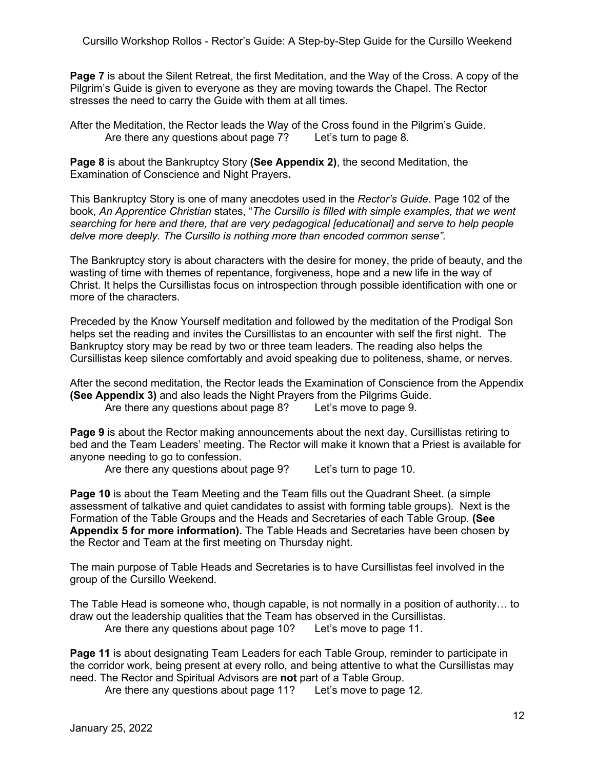**Page 7** is about the Silent Retreat, the first Meditation, and the Way of the Cross. A copy of the Pilgrim's Guide is given to everyone as they are moving towards the Chapel. The Rector stresses the need to carry the Guide with them at all times.

After the Meditation, the Rector leads the Way of the Cross found in the Pilgrim's Guide.
Are there any questions about page 7? Let's turn to page 8.

**Page 8** is about the Bankruptcy Story **(See Appendix 2)**, the second Meditation, the Examination of Conscience and Night Prayers**.**

This Bankruptcy Story is one of many anecdotes used in the *Rector's Guide*. Page 102 of the book, *An Apprentice Christian* states, "*The Cursillo is filled with simple examples, that we went searching for here and there, that are very pedagogical [educational] and serve to help people delve more deeply. The Cursillo is nothing more than encoded common sense".*

The Bankruptcy story is about characters with the desire for money, the pride of beauty, and the wasting of time with themes of repentance, forgiveness, hope and a new life in the way of Christ. It helps the Cursillistas focus on introspection through possible identification with one or more of the characters.

Preceded by the Know Yourself meditation and followed by the meditation of the Prodigal Son helps set the reading and invites the Cursillistas to an encounter with self the first night. The Bankruptcy story may be read by two or three team leaders. The reading also helps the Cursillistas keep silence comfortably and avoid speaking due to politeness, shame, or nerves.

After the second meditation, the Rector leads the Examination of Conscience from the Appendix **(See Appendix 3)** and also leads the Night Prayers from the Pilgrims Guide.
Are there any questions about page 8? Let's move to page 9.

**Page 9** is about the Rector making announcements about the next day, Cursillistas retiring to bed and the Team Leaders' meeting. The Rector will make it known that a Priest is available for anyone needing to go to confession.
Are there any questions about page 9? Let's turn to page 10.

**Page 10** is about the Team Meeting and the Team fills out the Quadrant Sheet. (a simple assessment of talkative and quiet candidates to assist with forming table groups). Next is the Formation of the Table Groups and the Heads and Secretaries of each Table Group. **(See Appendix 5 for more information).** The Table Heads and Secretaries have been chosen by the Rector and Team at the first meeting on Thursday night.

The main purpose of Table Heads and Secretaries is to have Cursillistas feel involved in the group of the Cursillo Weekend.

The Table Head is someone who, though capable, is not normally in a position of authority… to draw out the leadership qualities that the Team has observed in the Cursillistas.
Are there any questions about page 10? Let's move to page 11.

**Page 11** is about designating Team Leaders for each Table Group, reminder to participate in the corridor work, being present at every rollo, and being attentive to what the Cursillistas may need. The Rector and Spiritual Advisors are **not** part of a Table Group.
Are there any questions about page 11? Let's move to page 12.

January 25, 2022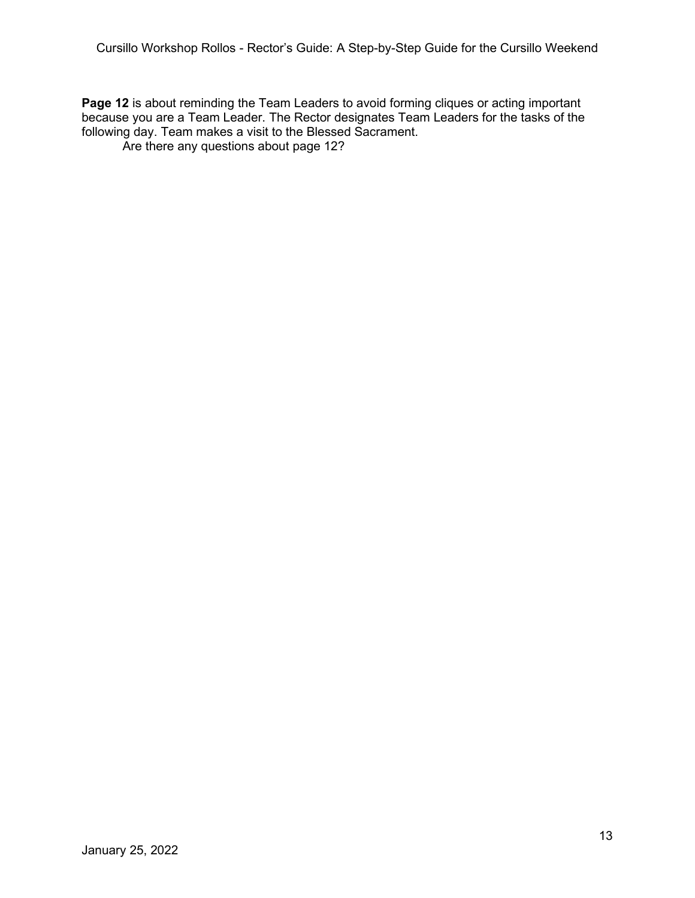**Page 12** is about reminding the Team Leaders to avoid forming cliques or acting important because you are a Team Leader. The Rector designates Team Leaders for the tasks of the following day. Team makes a visit to the Blessed Sacrament.

Are there any questions about page 12?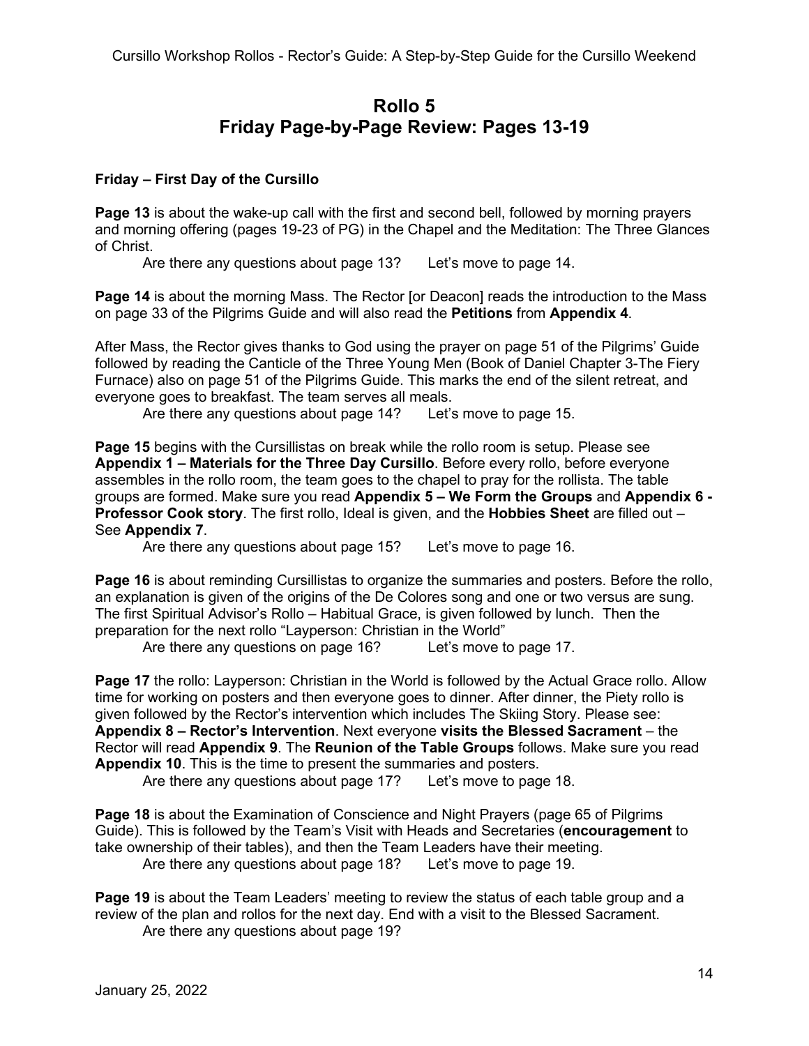# Rollo 5
# Friday Page-by-Page Review: Pages 13-19

**Friday – First Day of the Cursillo**

**Page 13** is about the wake-up call with the first and second bell, followed by morning prayers and morning offering (pages 19-23 of PG) in the Chapel and the Meditation: The Three Glances of Christ.

Are there any questions about page 13? Let's move to page 14.

**Page 14** is about the morning Mass. The Rector [or Deacon] reads the introduction to the Mass on page 33 of the Pilgrims Guide and will also read the **Petitions** from **Appendix 4**.

After Mass, the Rector gives thanks to God using the prayer on page 51 of the Pilgrims' Guide followed by reading the Canticle of the Three Young Men (Book of Daniel Chapter 3-The Fiery Furnace) also on page 51 of the Pilgrims Guide. This marks the end of the silent retreat, and everyone goes to breakfast. The team serves all meals.

Are there any questions about page 14? Let's move to page 15.

**Page 15** begins with the Cursillistas on break while the rollo room is setup. Please see **Appendix 1 – Materials for the Three Day Cursillo**. Before every rollo, before everyone assembles in the rollo room, the team goes to the chapel to pray for the rollista. The table groups are formed. Make sure you read **Appendix 5 – We Form the Groups** and **Appendix 6 - Professor Cook story**. The first rollo, Ideal is given, and the **Hobbies Sheet** are filled out – See **Appendix 7**.

Are there any questions about page 15? Let's move to page 16.

**Page 16** is about reminding Cursillistas to organize the summaries and posters. Before the rollo, an explanation is given of the origins of the De Colores song and one or two versus are sung. The first Spiritual Advisor's Rollo – Habitual Grace, is given followed by lunch. Then the preparation for the next rollo "Layperson: Christian in the World"

Are there any questions on page 16? Let's move to page 17.

**Page 17** the rollo: Layperson: Christian in the World is followed by the Actual Grace rollo. Allow time for working on posters and then everyone goes to dinner. After dinner, the Piety rollo is given followed by the Rector's intervention which includes The Skiing Story. Please see: **Appendix 8 – Rector's Intervention**. Next everyone **visits the Blessed Sacrament** – the Rector will read **Appendix 9**. The **Reunion of the Table Groups** follows. Make sure you read **Appendix 10**. This is the time to present the summaries and posters.

Are there any questions about page 17? Let's move to page 18.

**Page 18** is about the Examination of Conscience and Night Prayers (page 65 of Pilgrims Guide). This is followed by the Team's Visit with Heads and Secretaries (**encouragement** to take ownership of their tables), and then the Team Leaders have their meeting.

Are there any questions about page 18? Let's move to page 19.

**Page 19** is about the Team Leaders' meeting to review the status of each table group and a review of the plan and rollos for the next day. End with a visit to the Blessed Sacrament.

Are there any questions about page 19?

January 25, 2022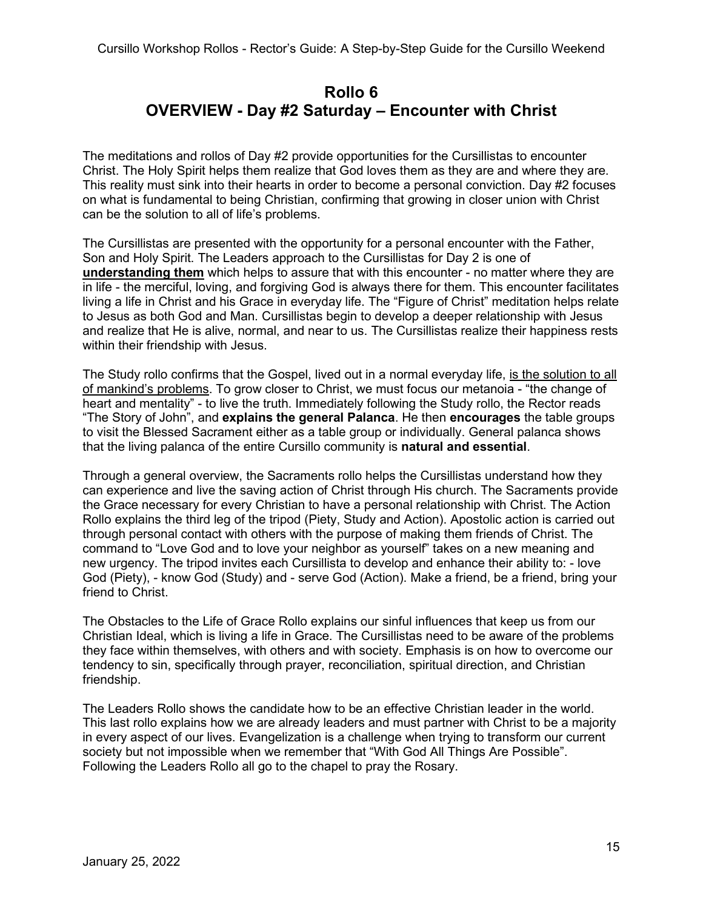# Rollo 6
# OVERVIEW - Day #2 Saturday – Encounter with Christ

The meditations and rollos of Day #2 provide opportunities for the Cursillistas to encounter Christ. The Holy Spirit helps them realize that God loves them as they are and where they are. This reality must sink into their hearts in order to become a personal conviction. Day #2 focuses on what is fundamental to being Christian, confirming that growing in closer union with Christ can be the solution to all of life's problems.

The Cursillistas are presented with the opportunity for a personal encounter with the Father, Son and Holy Spirit. The Leaders approach to the Cursillistas for Day 2 is one of **<u>understanding them</u>** which helps to assure that with this encounter - no matter where they are in life - the merciful, loving, and forgiving God is always there for them. This encounter facilitates living a life in Christ and his Grace in everyday life. The "Figure of Christ" meditation helps relate to Jesus as both God and Man. Cursillistas begin to develop a deeper relationship with Jesus and realize that He is alive, normal, and near to us. The Cursillistas realize their happiness rests within their friendship with Jesus.

The Study rollo confirms that the Gospel, lived out in a normal everyday life, <u>is the solution to all of mankind's problems</u>. To grow closer to Christ, we must focus our metanoia - "the change of heart and mentality" - to live the truth. Immediately following the Study rollo, the Rector reads "The Story of John", and **explains the general Palanca**. He then **encourages** the table groups to visit the Blessed Sacrament either as a table group or individually. General palanca shows that the living palanca of the entire Cursillo community is **natural and essential**.

Through a general overview, the Sacraments rollo helps the Cursillistas understand how they can experience and live the saving action of Christ through His church. The Sacraments provide the Grace necessary for every Christian to have a personal relationship with Christ. The Action Rollo explains the third leg of the tripod (Piety, Study and Action). Apostolic action is carried out through personal contact with others with the purpose of making them friends of Christ. The command to "Love God and to love your neighbor as yourself" takes on a new meaning and new urgency. The tripod invites each Cursillista to develop and enhance their ability to: - love God (Piety), - know God (Study) and - serve God (Action). Make a friend, be a friend, bring your friend to Christ.

The Obstacles to the Life of Grace Rollo explains our sinful influences that keep us from our Christian Ideal, which is living a life in Grace. The Cursillistas need to be aware of the problems they face within themselves, with others and with society. Emphasis is on how to overcome our tendency to sin, specifically through prayer, reconciliation, spiritual direction, and Christian friendship.

The Leaders Rollo shows the candidate how to be an effective Christian leader in the world. This last rollo explains how we are already leaders and must partner with Christ to be a majority in every aspect of our lives. Evangelization is a challenge when trying to transform our current society but not impossible when we remember that "With God All Things Are Possible". Following the Leaders Rollo all go to the chapel to pray the Rosary.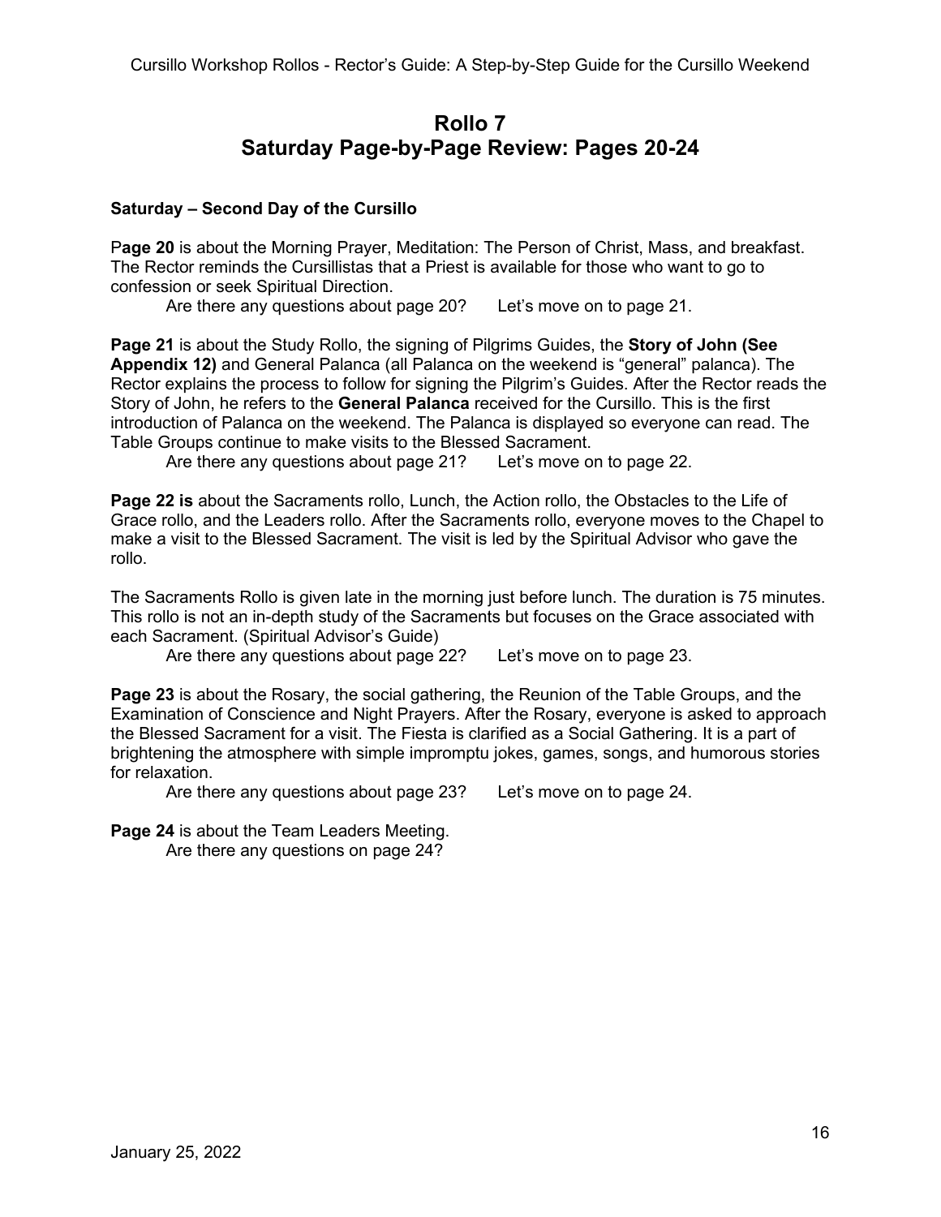# Rollo 7
# Saturday Page-by-Page Review: Pages 20-24

**Saturday – Second Day of the Cursillo**

P**age 20** is about the Morning Prayer, Meditation: The Person of Christ, Mass, and breakfast. The Rector reminds the Cursillistas that a Priest is available for those who want to go to confession or seek Spiritual Direction.

Are there any questions about page 20? Let's move on to page 21.

**Page 21** is about the Study Rollo, the signing of Pilgrims Guides, the **Story of John (See Appendix 12)** and General Palanca (all Palanca on the weekend is "general" palanca). The Rector explains the process to follow for signing the Pilgrim's Guides. After the Rector reads the Story of John, he refers to the **General Palanca** received for the Cursillo. This is the first introduction of Palanca on the weekend. The Palanca is displayed so everyone can read. The Table Groups continue to make visits to the Blessed Sacrament.

Are there any questions about page 21? Let's move on to page 22.

**Page 22 is** about the Sacraments rollo, Lunch, the Action rollo, the Obstacles to the Life of Grace rollo, and the Leaders rollo. After the Sacraments rollo, everyone moves to the Chapel to make a visit to the Blessed Sacrament. The visit is led by the Spiritual Advisor who gave the rollo.

The Sacraments Rollo is given late in the morning just before lunch. The duration is 75 minutes. This rollo is not an in-depth study of the Sacraments but focuses on the Grace associated with each Sacrament. (Spiritual Advisor's Guide)

Are there any questions about page 22? Let's move on to page 23.

**Page 23** is about the Rosary, the social gathering, the Reunion of the Table Groups, and the Examination of Conscience and Night Prayers. After the Rosary, everyone is asked to approach the Blessed Sacrament for a visit. The Fiesta is clarified as a Social Gathering. It is a part of brightening the atmosphere with simple impromptu jokes, games, songs, and humorous stories for relaxation.

Are there any questions about page 23? Let's move on to page 24.

**Page 24** is about the Team Leaders Meeting.

Are there any questions on page 24?

January 25, 2022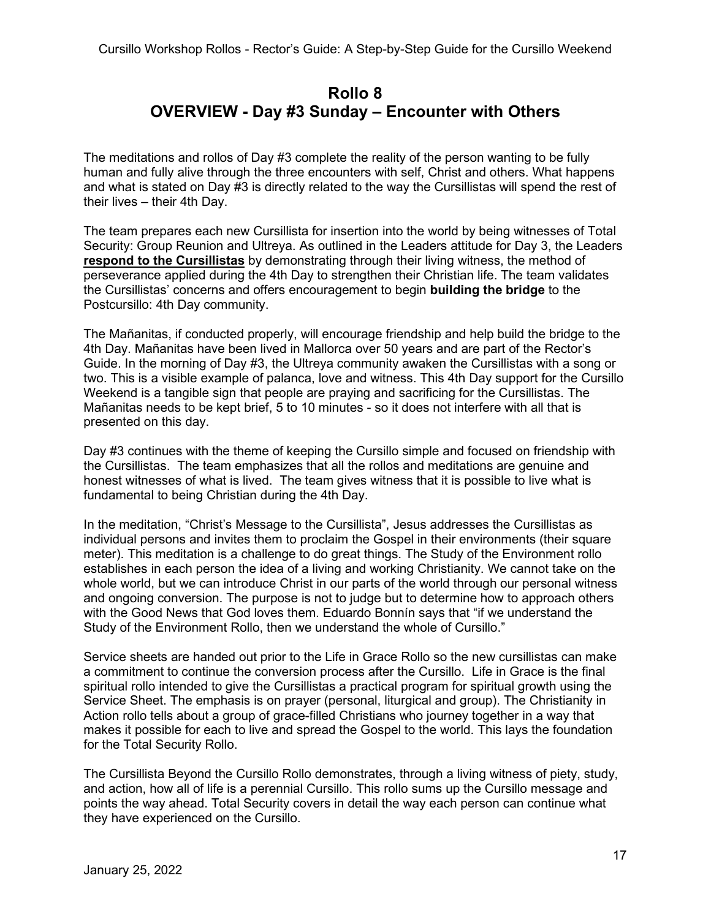# Rollo 8
# OVERVIEW - Day #3 Sunday – Encounter with Others

The meditations and rollos of Day #3 complete the reality of the person wanting to be fully human and fully alive through the three encounters with self, Christ and others. What happens and what is stated on Day #3 is directly related to the way the Cursillistas will spend the rest of their lives – their 4th Day.

The team prepares each new Cursillista for insertion into the world by being witnesses of Total Security: Group Reunion and Ultreya. As outlined in the Leaders attitude for Day 3, the Leaders **respond to the Cursillistas** by demonstrating through their living witness, the method of perseverance applied during the 4th Day to strengthen their Christian life. The team validates the Cursillistas' concerns and offers encouragement to begin **building the bridge** to the Postcursillo: 4th Day community.

The Mañanitas, if conducted properly, will encourage friendship and help build the bridge to the 4th Day. Mañanitas have been lived in Mallorca over 50 years and are part of the Rector's Guide. In the morning of Day #3, the Ultreya community awaken the Cursillistas with a song or two. This is a visible example of palanca, love and witness. This 4th Day support for the Cursillo Weekend is a tangible sign that people are praying and sacrificing for the Cursillistas. The Mañanitas needs to be kept brief, 5 to 10 minutes - so it does not interfere with all that is presented on this day.

Day #3 continues with the theme of keeping the Cursillo simple and focused on friendship with the Cursillistas. The team emphasizes that all the rollos and meditations are genuine and honest witnesses of what is lived. The team gives witness that it is possible to live what is fundamental to being Christian during the 4th Day.

In the meditation, "Christ's Message to the Cursillista", Jesus addresses the Cursillistas as individual persons and invites them to proclaim the Gospel in their environments (their square meter). This meditation is a challenge to do great things. The Study of the Environment rollo establishes in each person the idea of a living and working Christianity. We cannot take on the whole world, but we can introduce Christ in our parts of the world through our personal witness and ongoing conversion. The purpose is not to judge but to determine how to approach others with the Good News that God loves them. Eduardo Bonnín says that "if we understand the Study of the Environment Rollo, then we understand the whole of Cursillo."

Service sheets are handed out prior to the Life in Grace Rollo so the new cursillistas can make a commitment to continue the conversion process after the Cursillo. Life in Grace is the final spiritual rollo intended to give the Cursillistas a practical program for spiritual growth using the Service Sheet. The emphasis is on prayer (personal, liturgical and group). The Christianity in Action rollo tells about a group of grace-filled Christians who journey together in a way that makes it possible for each to live and spread the Gospel to the world. This lays the foundation for the Total Security Rollo.

The Cursillista Beyond the Cursillo Rollo demonstrates, through a living witness of piety, study, and action, how all of life is a perennial Cursillo. This rollo sums up the Cursillo message and points the way ahead. Total Security covers in detail the way each person can continue what they have experienced on the Cursillo.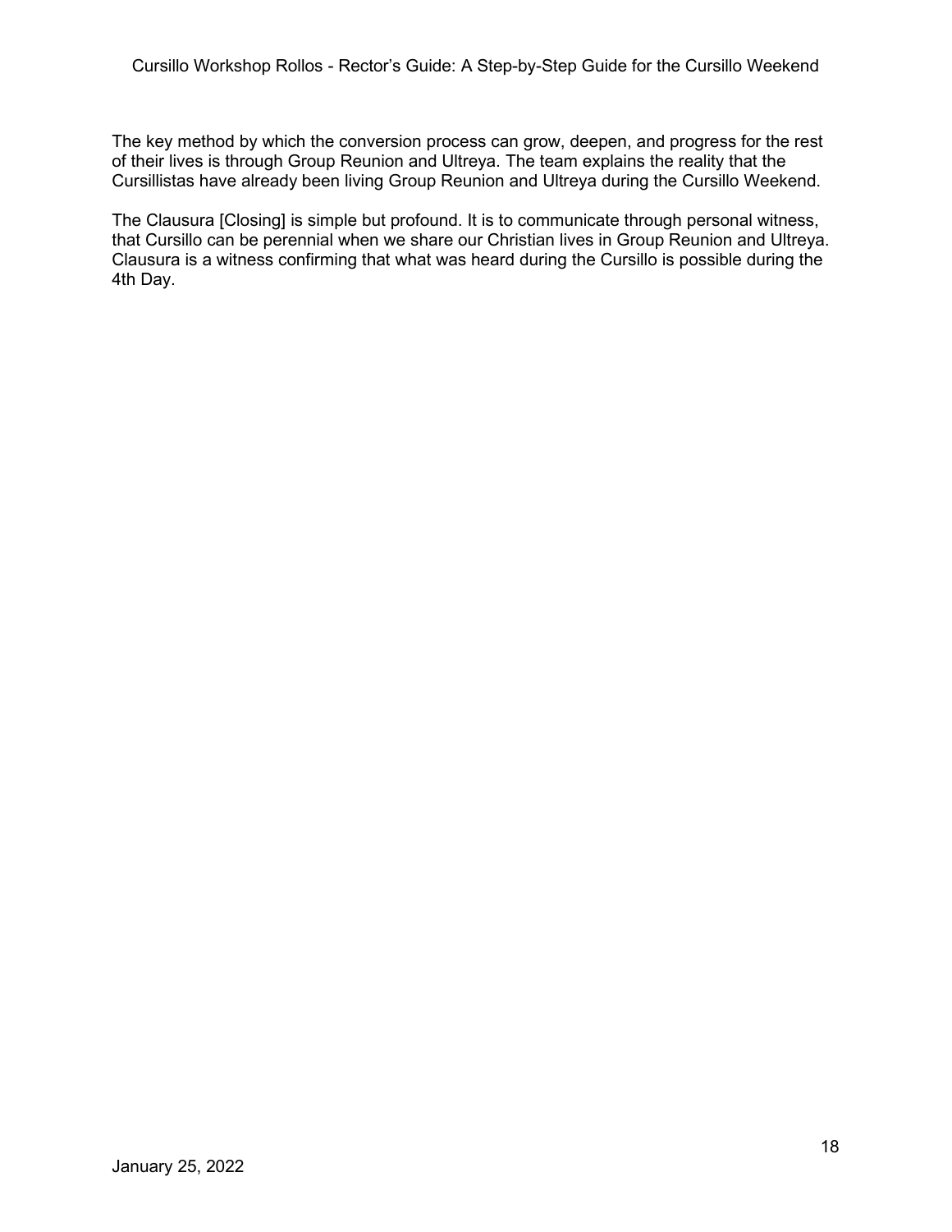The key method by which the conversion process can grow, deepen, and progress for the rest of their lives is through Group Reunion and Ultreya. The team explains the reality that the Cursillistas have already been living Group Reunion and Ultreya during the Cursillo Weekend.

The Clausura [Closing] is simple but profound. It is to communicate through personal witness, that Cursillo can be perennial when we share our Christian lives in Group Reunion and Ultreya. Clausura is a witness confirming that what was heard during the Cursillo is possible during the 4th Day.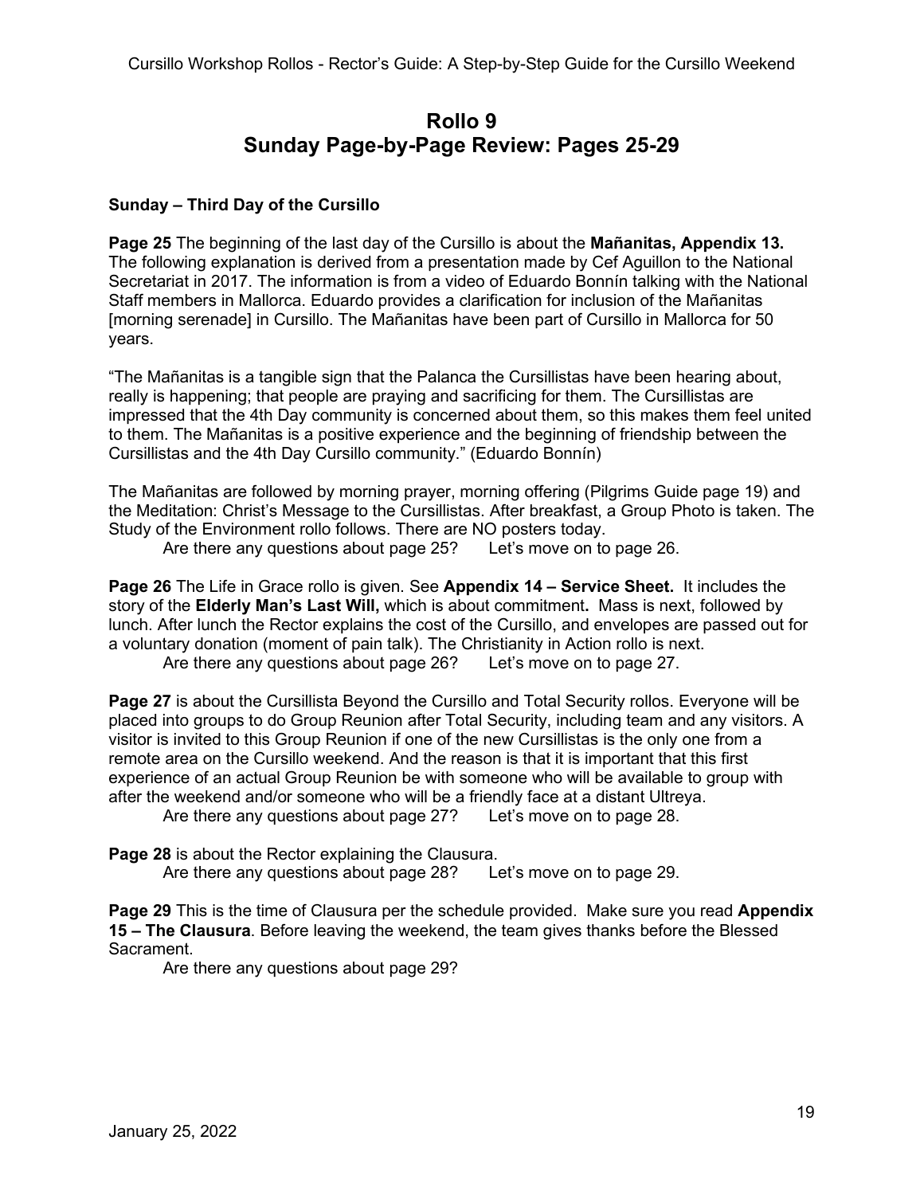# Rollo 9
# Sunday Page-by-Page Review: Pages 25-29

**Sunday – Third Day of the Cursillo**

**Page 25** The beginning of the last day of the Cursillo is about the **Mañanitas, Appendix 13.** The following explanation is derived from a presentation made by Cef Aguillon to the National Secretariat in 2017. The information is from a video of Eduardo Bonnín talking with the National Staff members in Mallorca. Eduardo provides a clarification for inclusion of the Mañanitas [morning serenade] in Cursillo. The Mañanitas have been part of Cursillo in Mallorca for 50 years.

"The Mañanitas is a tangible sign that the Palanca the Cursillistas have been hearing about, really is happening; that people are praying and sacrificing for them. The Cursillistas are impressed that the 4th Day community is concerned about them, so this makes them feel united to them. The Mañanitas is a positive experience and the beginning of friendship between the Cursillistas and the 4th Day Cursillo community." (Eduardo Bonnín)

The Mañanitas are followed by morning prayer, morning offering (Pilgrims Guide page 19) and the Meditation: Christ's Message to the Cursillistas. After breakfast, a Group Photo is taken. The Study of the Environment rollo follows. There are NO posters today.

Are there any questions about page 25? Let's move on to page 26.

**Page 26** The Life in Grace rollo is given. See **Appendix 14 – Service Sheet.** It includes the story of the **Elderly Man's Last Will,** which is about commitment**.** Mass is next, followed by lunch. After lunch the Rector explains the cost of the Cursillo, and envelopes are passed out for a voluntary donation (moment of pain talk). The Christianity in Action rollo is next.

Are there any questions about page 26? Let's move on to page 27.

**Page 27** is about the Cursillista Beyond the Cursillo and Total Security rollos. Everyone will be placed into groups to do Group Reunion after Total Security, including team and any visitors. A visitor is invited to this Group Reunion if one of the new Cursillistas is the only one from a remote area on the Cursillo weekend. And the reason is that it is important that this first experience of an actual Group Reunion be with someone who will be available to group with after the weekend and/or someone who will be a friendly face at a distant Ultreya.

Are there any questions about page 27? Let's move on to page 28.

**Page 28** is about the Rector explaining the Clausura.

Are there any questions about page 28? Let's move on to page 29.

**Page 29** This is the time of Clausura per the schedule provided. Make sure you read **Appendix 15 – The Clausura**. Before leaving the weekend, the team gives thanks before the Blessed Sacrament.

Are there any questions about page 29?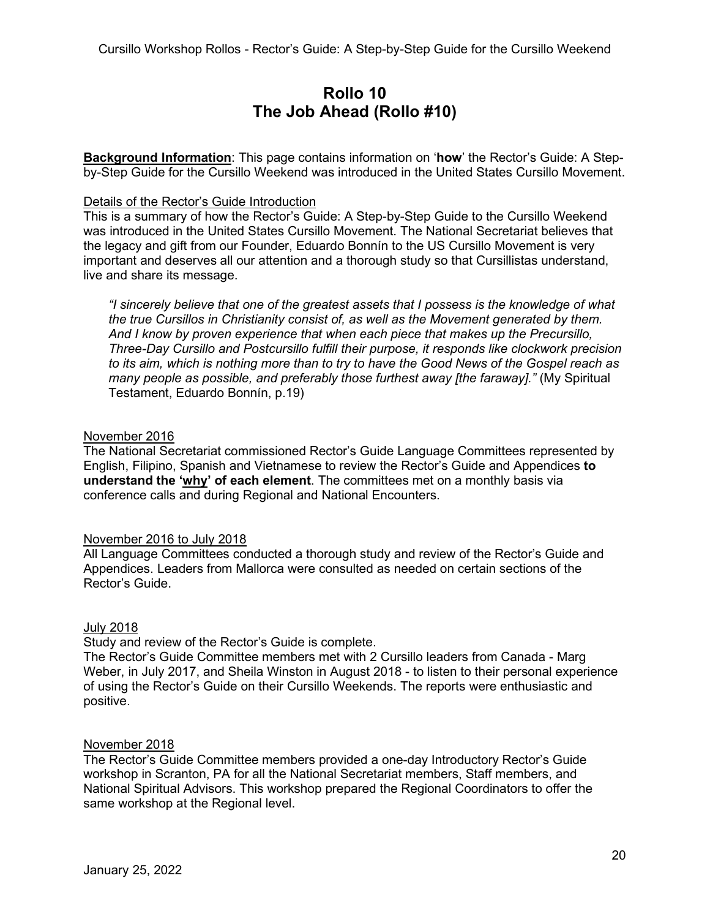## Rollo 10
## The Job Ahead (Rollo #10)

**Background Information**: This page contains information on '**how**' the Rector's Guide: A Step-by-Step Guide for the Cursillo Weekend was introduced in the United States Cursillo Movement.

Details of the Rector's Guide Introduction

This is a summary of how the Rector's Guide: A Step-by-Step Guide to the Cursillo Weekend was introduced in the United States Cursillo Movement. The National Secretariat believes that the legacy and gift from our Founder, Eduardo Bonnín to the US Cursillo Movement is very important and deserves all our attention and a thorough study so that Cursillistas understand, live and share its message.

> *"I sincerely believe that one of the greatest assets that I possess is the knowledge of what the true Cursillos in Christianity consist of, as well as the Movement generated by them. And I know by proven experience that when each piece that makes up the Precursillo, Three-Day Cursillo and Postcursillo fulfill their purpose, it responds like clockwork precision to its aim, which is nothing more than to try to have the Good News of the Gospel reach as many people as possible, and preferably those furthest away [the faraway]."* (My Spiritual Testament, Eduardo Bonnín, p.19)

November 2016

The National Secretariat commissioned Rector's Guide Language Committees represented by English, Filipino, Spanish and Vietnamese to review the Rector's Guide and Appendices **to understand the 'why' of each element**. The committees met on a monthly basis via conference calls and during Regional and National Encounters.

November 2016 to July 2018

All Language Committees conducted a thorough study and review of the Rector's Guide and Appendices. Leaders from Mallorca were consulted as needed on certain sections of the Rector's Guide.

July 2018

Study and review of the Rector's Guide is complete.

The Rector's Guide Committee members met with 2 Cursillo leaders from Canada - Marg Weber, in July 2017, and Sheila Winston in August 2018 - to listen to their personal experience of using the Rector's Guide on their Cursillo Weekends. The reports were enthusiastic and positive.

November 2018

The Rector's Guide Committee members provided a one-day Introductory Rector's Guide workshop in Scranton, PA for all the National Secretariat members, Staff members, and National Spiritual Advisors. This workshop prepared the Regional Coordinators to offer the same workshop at the Regional level.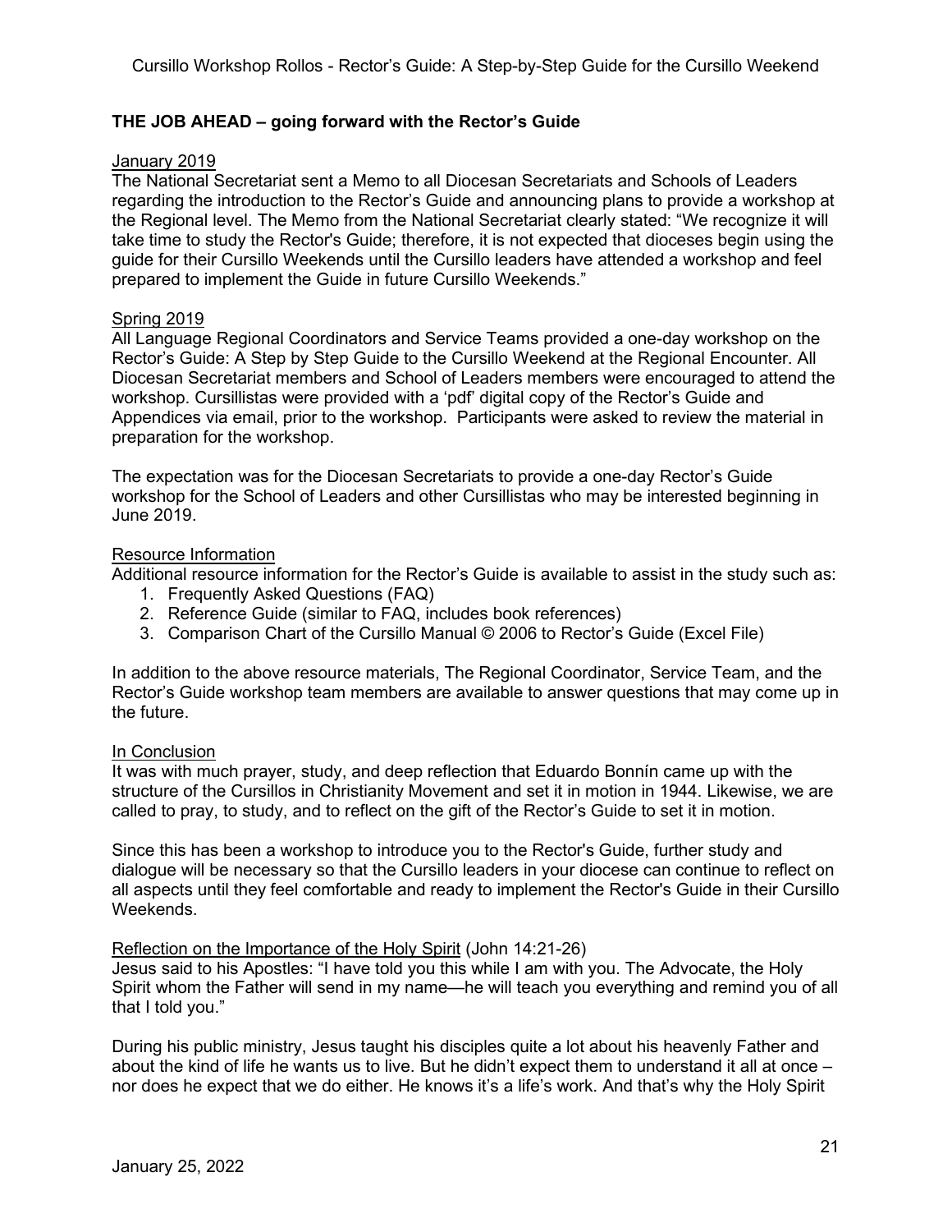## THE JOB AHEAD – going forward with the Rector's Guide

January 2019

The National Secretariat sent a Memo to all Diocesan Secretariats and Schools of Leaders regarding the introduction to the Rector's Guide and announcing plans to provide a workshop at the Regional level. The Memo from the National Secretariat clearly stated: "We recognize it will take time to study the Rector's Guide; therefore, it is not expected that dioceses begin using the guide for their Cursillo Weekends until the Cursillo leaders have attended a workshop and feel prepared to implement the Guide in future Cursillo Weekends."

Spring 2019

All Language Regional Coordinators and Service Teams provided a one-day workshop on the Rector's Guide: A Step by Step Guide to the Cursillo Weekend at the Regional Encounter. All Diocesan Secretariat members and School of Leaders members were encouraged to attend the workshop. Cursillistas were provided with a 'pdf' digital copy of the Rector's Guide and Appendices via email, prior to the workshop. Participants were asked to review the material in preparation for the workshop.

The expectation was for the Diocesan Secretariats to provide a one-day Rector's Guide workshop for the School of Leaders and other Cursillistas who may be interested beginning in June 2019.

Resource Information

Additional resource information for the Rector's Guide is available to assist in the study such as:

1. Frequently Asked Questions (FAQ)
2. Reference Guide (similar to FAQ, includes book references)
3. Comparison Chart of the Cursillo Manual © 2006 to Rector's Guide (Excel File)

In addition to the above resource materials, The Regional Coordinator, Service Team, and the Rector's Guide workshop team members are available to answer questions that may come up in the future.

In Conclusion

It was with much prayer, study, and deep reflection that Eduardo Bonnín came up with the structure of the Cursillos in Christianity Movement and set it in motion in 1944. Likewise, we are called to pray, to study, and to reflect on the gift of the Rector's Guide to set it in motion.

Since this has been a workshop to introduce you to the Rector's Guide, further study and dialogue will be necessary so that the Cursillo leaders in your diocese can continue to reflect on all aspects until they feel comfortable and ready to implement the Rector's Guide in their Cursillo Weekends.

Reflection on the Importance of the Holy Spirit (John 14:21-26)

Jesus said to his Apostles: "I have told you this while I am with you. The Advocate, the Holy Spirit whom the Father will send in my name—he will teach you everything and remind you of all that I told you."

During his public ministry, Jesus taught his disciples quite a lot about his heavenly Father and about the kind of life he wants us to live. But he didn't expect them to understand it all at once – nor does he expect that we do either. He knows it's a life's work. And that's why the Holy Spirit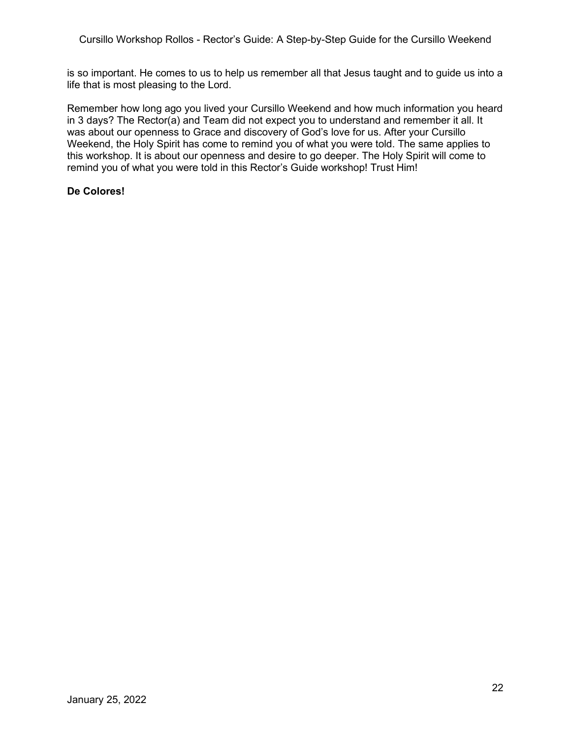is so important. He comes to us to help us remember all that Jesus taught and to guide us into a life that is most pleasing to the Lord.

Remember how long ago you lived your Cursillo Weekend and how much information you heard in 3 days? The Rector(a) and Team did not expect you to understand and remember it all. It was about our openness to Grace and discovery of God's love for us. After your Cursillo Weekend, the Holy Spirit has come to remind you of what you were told. The same applies to this workshop. It is about our openness and desire to go deeper. The Holy Spirit will come to remind you of what you were told in this Rector's Guide workshop! Trust Him!

**De Colores!**